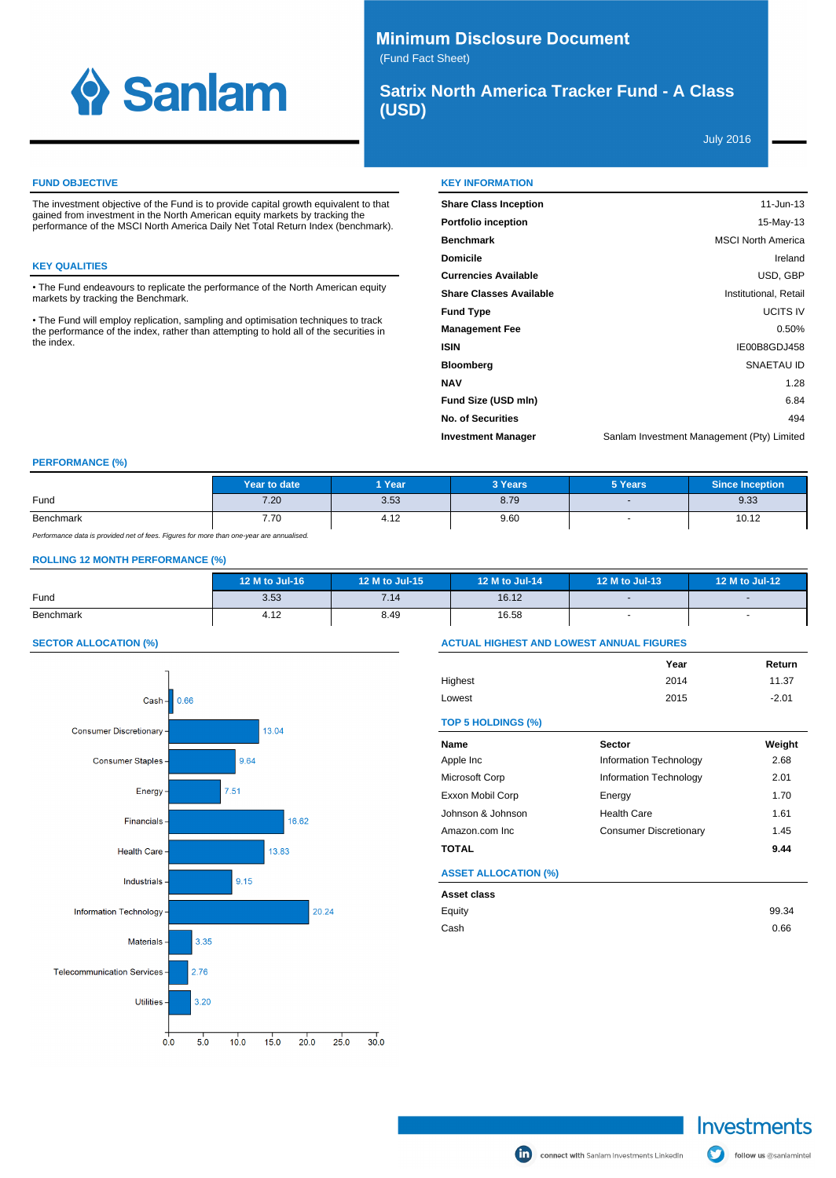Sanlam

# Minimum Disclosure Document

(Fund Fact Sheet)

## Satrix North America Tracker Fund - A Class (USD)

July 2016

### FUND OBJECTIVE

The investment objective of the Fund is to provide capital growth equivalent to that gained from investment in the North American equity markets by tracking the performance of the MSCI North America Daily Net Total Return Index (benchmark).

### KEY QUALITIES

- The Fund endeavours to replicate the performance of the North American equity markets by tracking the Benchmark.
- The Fund will employ replication, sampling and optimisation techniques to track the performance of the index, rather than attempting to hold all of the securities in the index.

### KEY INFORMATION

| | |
|---|---|
| **Share Class Inception** | 11-Jun-13 |
| **Portfolio inception** | 15-May-13 |
| **Benchmark** | MSCI North America |
| **Domicile** | Ireland |
| **Currencies Available** | USD, GBP |
| **Share Classes Available** | Institutional, Retail |
| **Fund Type** | UCITS IV |
| **Management Fee** | 0.50% |
| **ISIN** | IE00B8GDJ458 |
| **Bloomberg** | SNAETAU ID |
| **NAV** | 1.28 |
| **Fund Size (USD mln)** | 6.84 |
| **No. of Securities** | 494 |
| **Investment Manager** | Sanlam Investment Management (Pty) Limited |

### PERFORMANCE (%)

| | Year to date | 1 Year | 3 Years | 5 Years | Since Inception |
|---|---|---|---|---|---|
| Fund | 7.20 | 3.53 | 8.79 | - | 9.33 |
| Benchmark | 7.70 | 4.12 | 9.60 | - | 10.12 |

*Performance data is provided net of fees. Figures for more than one-year are annualised.*

### ROLLING 12 MONTH PERFORMANCE (%)

| | 12 M to Jul-16 | 12 M to Jul-15 | 12 M to Jul-14 | 12 M to Jul-13 | 12 M to Jul-12 |
|---|---|---|---|---|---|
| Fund | 3.53 | 7.14 | 16.12 | - | - |
| Benchmark | 4.12 | 8.49 | 16.58 | - | - |

### SECTOR ALLOCATION (%)

| Sector | % |
|---|---|
| Cash | 0.66 |
| Consumer Discretionary | 13.04 |
| Consumer Staples | 9.64 |
| Energy | 7.51 |
| Financials | 16.62 |
| Health Care | 13.83 |
| Industrials | 9.15 |
| Information Technology | 20.24 |
| Materials | 3.35 |
| Telecommunication Services | 2.76 |
| Utilities | 3.20 |

### ACTUAL HIGHEST AND LOWEST ANNUAL FIGURES

| | Year | Return |
|---|---|---|
| Highest | 2014 | 11.37 |
| Lowest | 2015 | -2.01 |

### TOP 5 HOLDINGS (%)

| Name | Sector | Weight |
|---|---|---|
| Apple Inc | Information Technology | 2.68 |
| Microsoft Corp | Information Technology | 2.01 |
| Exxon Mobil Corp | Energy | 1.70 |
| Johnson & Johnson | Health Care | 1.61 |
| Amazon.com Inc | Consumer Discretionary | 1.45 |
| **TOTAL** | | **9.44** |

### ASSET ALLOCATION (%)

| Asset class | |
|---|---|
| Equity | 99.34 |
| Cash | 0.66 |

Investments

connect with Sanlam Investments LinkedIn | follow us @sanlamintel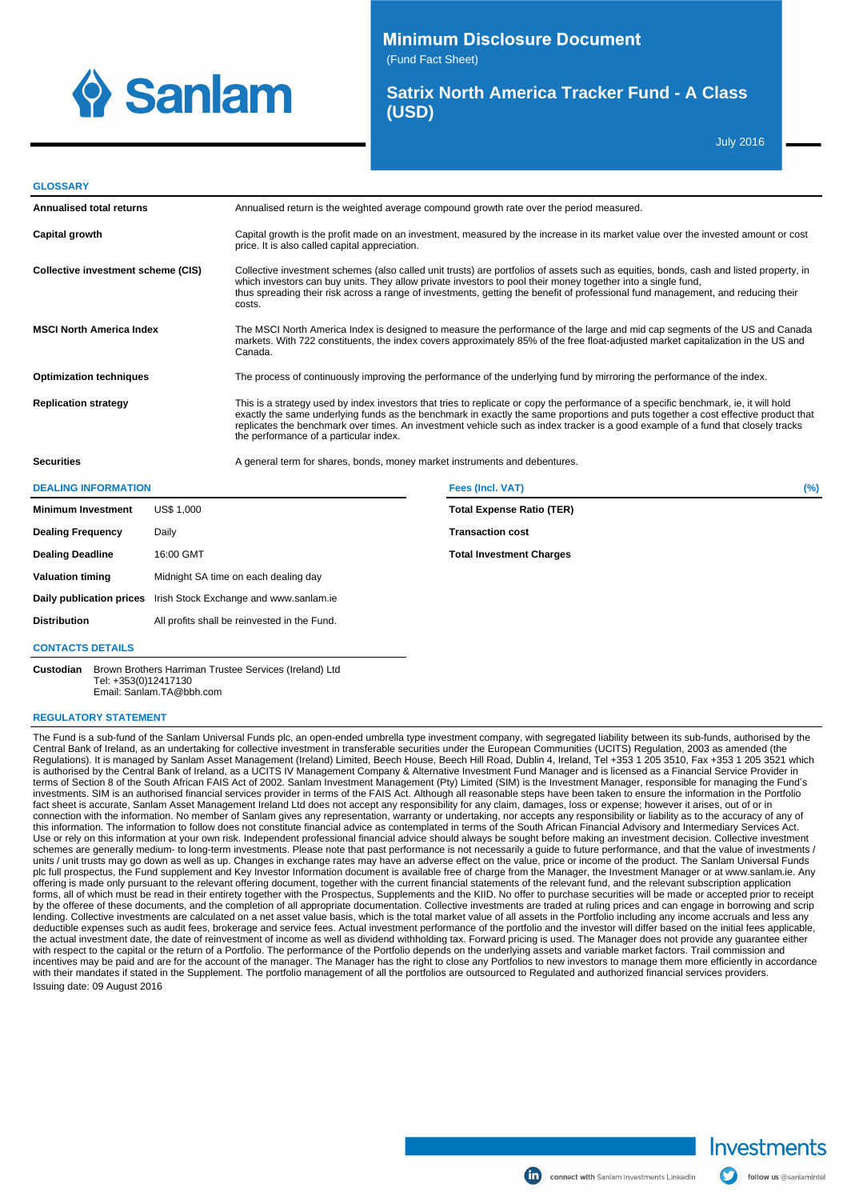# Minimum Disclosure Document

(Fund Fact Sheet)

## Satrix North America Tracker Fund - A Class (USD)

July 2016

### GLOSSARY

| | |
|---|---|
| **Annualised total returns** | Annualised return is the weighted average compound growth rate over the period measured. |
| **Capital growth** | Capital growth is the profit made on an investment, measured by the increase in its market value over the invested amount or cost price. It is also called capital appreciation. |
| **Collective investment scheme (CIS)** | Collective investment schemes (also called unit trusts) are portfolios of assets such as equities, bonds, cash and listed property, in which investors can buy units. They allow private investors to pool their money together into a single fund, thus spreading their risk across a range of investments, getting the benefit of professional fund management, and reducing their costs. |
| **MSCI North America Index** | The MSCI North America Index is designed to measure the performance of the large and mid cap segments of the US and Canada markets. With 722 constituents, the index covers approximately 85% of the free float-adjusted market capitalization in the US and Canada. |
| **Optimization techniques** | The process of continuously improving the performance of the underlying fund by mirroring the performance of the index. |
| **Replication strategy** | This is a strategy used by index investors that tries to replicate or copy the performance of a specific benchmark, ie, it will hold exactly the same underlying funds as the benchmark in exactly the same proportions and puts together a cost effective product that replicates the benchmark over times. An investment vehicle such as index tracker is a good example of a fund that closely tracks the performance of a particular index. |
| **Securities** | A general term for shares, bonds, money market instruments and debentures. |

### DEALING INFORMATION

| | |
|---|---|
| **Minimum Investment** | US$ 1,000 |
| **Dealing Frequency** | Daily |
| **Dealing Deadline** | 16:00 GMT |
| **Valuation timing** | Midnight SA time on each dealing day |
| **Daily publication prices** | Irish Stock Exchange and www.sanlam.ie |
| **Distribution** | All profits shall be reinvested in the Fund. |

| Fees (Incl. VAT) | (%) |
|---|---|
| **Total Expense Ratio (TER)** | |
| **Transaction cost** | |
| **Total Investment Charges** | |

### CONTACTS DETAILS

**Custodian** Brown Brothers Harriman Trustee Services (Ireland) Ltd
Tel: +353(0)12417130
Email: Sanlam.TA@bbh.com

### REGULATORY STATEMENT

The Fund is a sub-fund of the Sanlam Universal Funds plc, an open-ended umbrella type investment company, with segregated liability between its sub-funds, authorised by the Central Bank of Ireland, as an undertaking for collective investment in transferable securities under the European Communities (UCITS) Regulation, 2003 as amended (the Regulations). It is managed by Sanlam Asset Management (Ireland) Limited, Beech House, Beech Hill Road, Dublin 4, Ireland, Tel +353 1 205 3510, Fax +353 1 205 3521 which is authorised by the Central Bank of Ireland, as a UCITS IV Management Company & Alternative Investment Fund Manager and is licensed as a Financial Service Provider in terms of Section 8 of the South African FAIS Act of 2002. Sanlam Investment Management (Pty) Limited (SIM) is the Investment Manager, responsible for managing the Fund's investments. SIM is an authorised financial services provider in terms of the FAIS Act. Although all reasonable steps have been taken to ensure the information in the Portfolio fact sheet is accurate, Sanlam Asset Management Ireland Ltd does not accept any responsibility for any claim, damages, loss or expense; however it arises, out of or in connection with the information. No member of Sanlam gives any representation, warranty or undertaking, nor accepts any responsibility or liability as to the accuracy of any of this information. The information to follow does not constitute financial advice as contemplated in terms of the South African Financial Advisory and Intermediary Services Act. Use or rely on this information at your own risk. Independent professional financial advice should always be sought before making an investment decision. Collective investment schemes are generally medium- to long-term investments. Please note that past performance is not necessarily a guide to future performance, and that the value of investments / units / unit trusts may go down as well as up. Changes in exchange rates may have an adverse effect on the value, price or income of the product. The Sanlam Universal Funds plc full prospectus, the Fund supplement and Key Investor Information document is available free of charge from the Manager, the Investment Manager or at www.sanlam.ie. Any offering is made only pursuant to the relevant offering document, together with the current financial statements of the relevant fund, and the relevant subscription application forms, all of which must be read in their entirety together with the Prospectus, Supplements and the KIID. No offer to purchase securities will be made or accepted prior to receipt by the offeree of these documents, and the completion of all appropriate documentation. Collective investments are traded at ruling prices and can engage in borrowing and scrip lending. Collective investments are calculated on a net asset value basis, which is the total market value of all assets in the Portfolio including any income accruals and less any deductible expenses such as audit fees, brokerage and service fees. Actual investment performance of the portfolio and the investor will differ based on the initial fees applicable, the actual investment date, the date of reinvestment of income as well as dividend withholding tax. Forward pricing is used. The Manager does not provide any guarantee either with respect to the capital or the return of a Portfolio. The performance of the Portfolio depends on the underlying assets and variable market factors. Trail commission and incentives may be paid and are for the account of the manager. The Manager has the right to close any Portfolios to new investors to manage them more efficiently in accordance with their mandates if stated in the Supplement. The portfolio management of all the portfolios are outsourced to Regulated and authorized financial services providers.

Issuing date: 09 August 2016

Investments

connect with Sanlam Investments LinkedIn   follow us @sanlamintel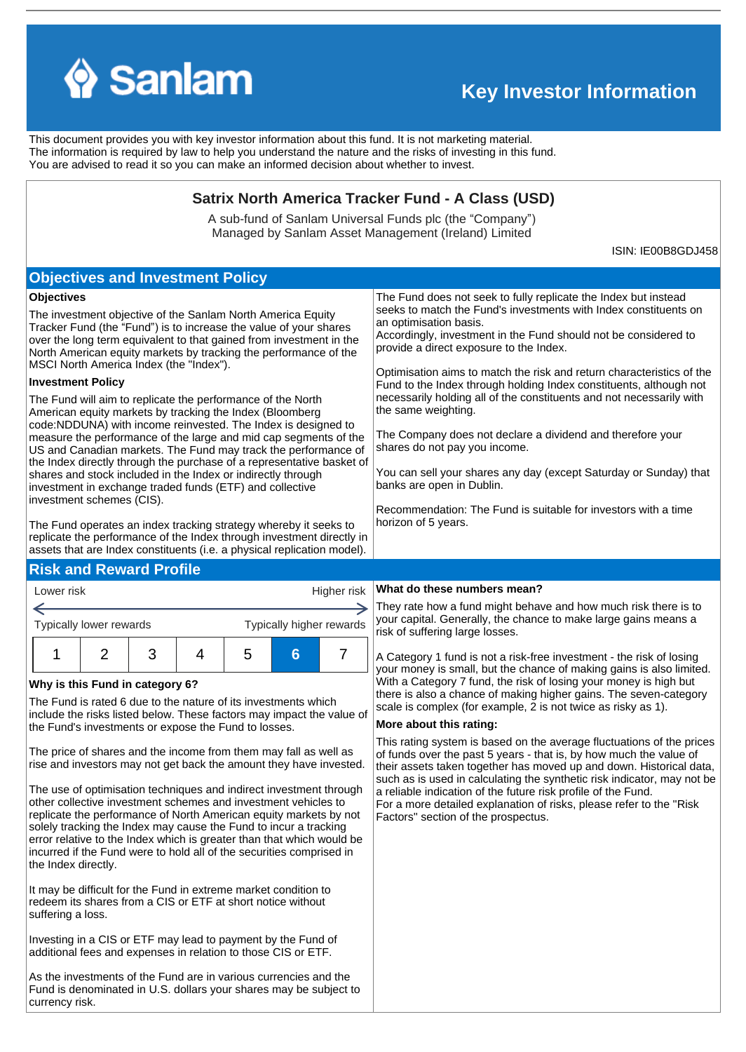# Key Investor Information

This document provides you with key investor information about this fund. It is not marketing material. The information is required by law to help you understand the nature and the risks of investing in this fund. You are advised to read it so you can make an informed decision about whether to invest.

## Satrix North America Tracker Fund - A Class (USD)

A sub-fund of Sanlam Universal Funds plc (the “Company”)
Managed by Sanlam Asset Management (Ireland) Limited

ISIN: IE00B8GDJ458

## Objectives and Investment Policy

**Objectives**

The investment objective of the Sanlam North America Equity Tracker Fund (the “Fund”) is to increase the value of your shares over the long term equivalent to that gained from investment in the North American equity markets by tracking the performance of the MSCI North America Index (the "Index").

**Investment Policy**

The Fund will aim to replicate the performance of the North American equity markets by tracking the Index (Bloomberg code:NDDUNA) with income reinvested. The Index is designed to measure the performance of the large and mid cap segments of the US and Canadian markets. The Fund may track the performance of the Index directly through the purchase of a representative basket of shares and stock included in the Index or indirectly through investment in exchange traded funds (ETF) and collective investment schemes (CIS).

The Fund operates an index tracking strategy whereby it seeks to replicate the performance of the Index through investment directly in assets that are Index constituents (i.e. a physical replication model).

The Fund does not seek to fully replicate the Index but instead seeks to match the Fund's investments with Index constituents on an optimisation basis.
Accordingly, investment in the Fund should not be considered to provide a direct exposure to the Index.

Optimisation aims to match the risk and return characteristics of the Fund to the Index through holding Index constituents, although not necessarily holding all of the constituents and not necessarily with the same weighting.

The Company does not declare a dividend and therefore your shares do not pay you income.

You can sell your shares any day (except Saturday or Sunday) that banks are open in Dublin.

Recommendation: The Fund is suitable for investors with a time horizon of 5 years.

## Risk and Reward Profile

Lower risk — Higher risk

Typically lower rewards — Typically higher rewards

| 1 | 2 | 3 | 4 | 5 | **6** | 7 |
|---|---|---|---|---|---|---|

**Why is this Fund in category 6?**

The Fund is rated 6 due to the nature of its investments which include the risks listed below. These factors may impact the value of the Fund's investments or expose the Fund to losses.

The price of shares and the income from them may fall as well as rise and investors may not get back the amount they have invested.

The use of optimisation techniques and indirect investment through other collective investment schemes and investment vehicles to replicate the performance of North American equity markets by not solely tracking the Index may cause the Fund to incur a tracking error relative to the Index which is greater than that which would be incurred if the Fund were to hold all of the securities comprised in the Index directly.

It may be difficult for the Fund in extreme market condition to redeem its shares from a CIS or ETF at short notice without suffering a loss.

Investing in a CIS or ETF may lead to payment by the Fund of additional fees and expenses in relation to those CIS or ETF.

As the investments of the Fund are in various currencies and the Fund is denominated in U.S. dollars your shares may be subject to currency risk.

**What do these numbers mean?**

They rate how a fund might behave and how much risk there is to your capital. Generally, the chance to make large gains means a risk of suffering large losses.

A Category 1 fund is not a risk-free investment - the risk of losing your money is small, but the chance of making gains is also limited. With a Category 7 fund, the risk of losing your money is high but there is also a chance of making higher gains. The seven-category scale is complex (for example, 2 is not twice as risky as 1).

**More about this rating:**

This rating system is based on the average fluctuations of the prices of funds over the past 5 years - that is, by how much the value of their assets taken together has moved up and down. Historical data, such as is used in calculating the synthetic risk indicator, may not be a reliable indication of the future risk profile of the Fund.
For a more detailed explanation of risks, please refer to the "Risk Factors" section of the prospectus.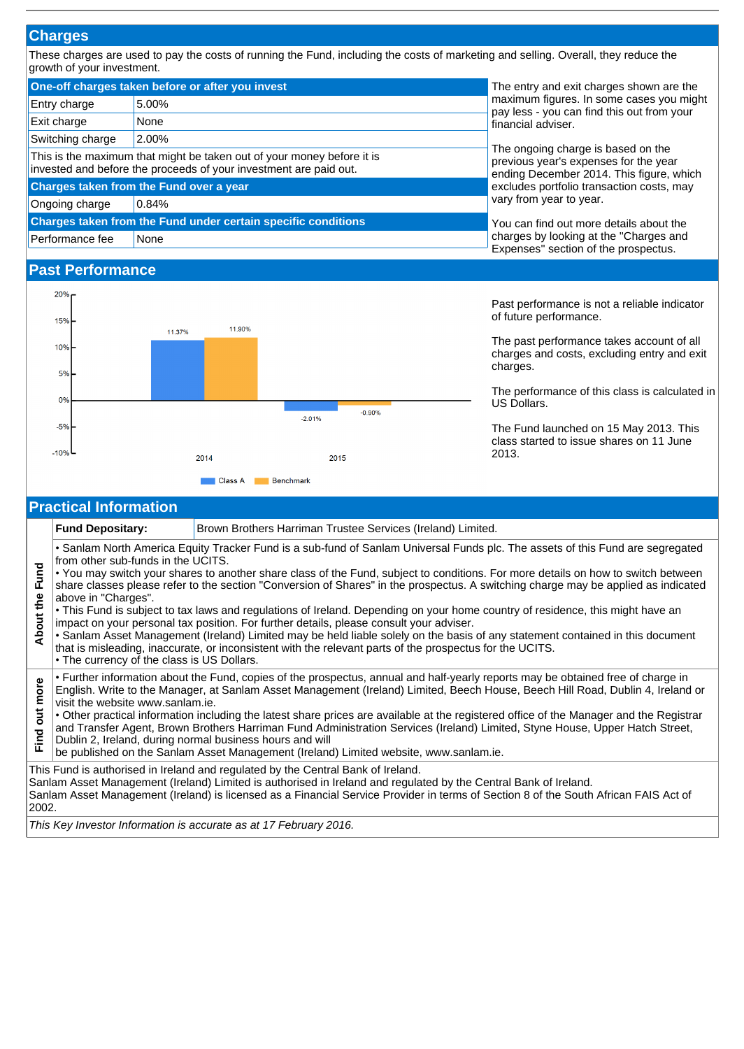## Charges

These charges are used to pay the costs of running the Fund, including the costs of marketing and selling. Overall, they reduce the growth of your investment.

| One-off charges taken before or after you invest | |
|---|---|
| Entry charge | 5.00% |
| Exit charge | None |
| Switching charge | 2.00% |
| This is the maximum that might be taken out of your money before it is invested and before the proceeds of your investment are paid out. | |
| **Charges taken from the Fund over a year** | |
| Ongoing charge | 0.84% |
| **Charges taken from the Fund under certain specific conditions** | |
| Performance fee | None |

The entry and exit charges shown are the maximum figures. In some cases you might pay less - you can find this out from your financial adviser.

The ongoing charge is based on the previous year's expenses for the year ending December 2014. This figure, which excludes portfolio transaction costs, may vary from year to year.

You can find out more details about the charges by looking at the "Charges and Expenses" section of the prospectus.

## Past Performance

20%
15%
10%
5%
0%
-5%
-10%

11.37%
11.90%
-2.01%
-0.90%

2014
2015

Class A
Benchmark

Past performance is not a reliable indicator of future performance.

The past performance takes account of all charges and costs, excluding entry and exit charges.

The performance of this class is calculated in US Dollars.

The Fund launched on 15 May 2013. This class started to issue shares on 11 June 2013.

## Practical Information

**Fund Depositary:** Brown Brothers Harriman Trustee Services (Ireland) Limited.

**About the Fund**

- Sanlam North America Equity Tracker Fund is a sub-fund of Sanlam Universal Funds plc. The assets of this Fund are segregated from other sub-funds in the UCITS.
- You may switch your shares to another share class of the Fund, subject to conditions. For more details on how to switch between share classes please refer to the section "Conversion of Shares" in the prospectus. A switching charge may be applied as indicated above in "Charges".
- This Fund is subject to tax laws and regulations of Ireland. Depending on your home country of residence, this might have an impact on your personal tax position. For further details, please consult your adviser.
- Sanlam Asset Management (Ireland) Limited may be held liable solely on the basis of any statement contained in this document that is misleading, inaccurate, or inconsistent with the relevant parts of the prospectus for the UCITS.
- The currency of the class is US Dollars.

**Find out more**

- Further information about the Fund, copies of the prospectus, annual and half-yearly reports may be obtained free of charge in English. Write to the Manager, at Sanlam Asset Management (Ireland) Limited, Beech House, Beech Hill Road, Dublin 4, Ireland or visit the website www.sanlam.ie.
- Other practical information including the latest share prices are available at the registered office of the Manager and the Registrar and Transfer Agent, Brown Brothers Harriman Fund Administration Services (Ireland) Limited, Styne House, Upper Hatch Street, Dublin 2, Ireland, during normal business hours and will be published on the Sanlam Asset Management (Ireland) Limited website, www.sanlam.ie.

This Fund is authorised in Ireland and regulated by the Central Bank of Ireland.
Sanlam Asset Management (Ireland) Limited is authorised in Ireland and regulated by the Central Bank of Ireland.
Sanlam Asset Management (Ireland) is licensed as a Financial Service Provider in terms of Section 8 of the South African FAIS Act of 2002.

*This Key Investor Information is accurate as at 17 February 2016.*